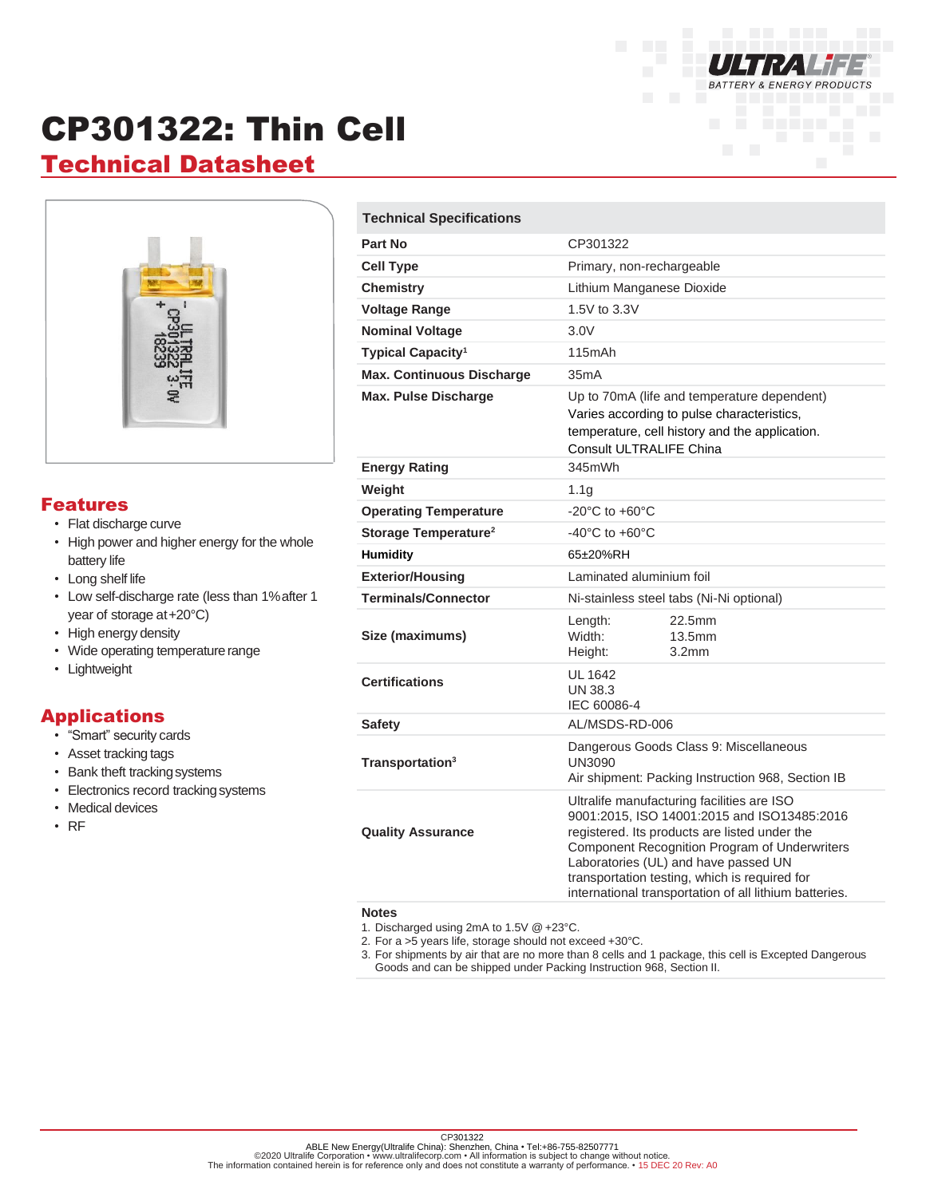# CP301322: Thin Cell

## Technical Datasheet

## Features

- Flat discharge curve
- High power and higher energy for the whole battery life
- Long shelf life
- Low self-discharge rate (less than 1% after 1 year of storage at +20°C)
- High energy density
- Wide operating temperature range
- Lightweight

## Applications

- "Smart" security cards
- Asset tracking tags
- Bank theft tracking systems
- Electronics record tracking systems
- Medical devices
- RF

| Technical Specifications | |
|---|---|
| **Part No** | CP301322 |
| **Cell Type** | Primary, non-rechargeable |
| **Chemistry** | Lithium Manganese Dioxide |
| **Voltage Range** | 1.5V to 3.3V |
| **Nominal Voltage** | 3.0V |
| **Typical Capacity[1]** | 115mAh |
| **Max. Continuous Discharge** | 35mA |
| **Max. Pulse Discharge** | Up to 70mA (life and temperature dependent) Varies according to pulse characteristics, temperature, cell history and the application. Consult ULTRALIFE China |
| **Energy Rating** | 345mWh |
| **Weight** | 1.1g |
| **Operating Temperature** | -20°C to +60°C |
| **Storage Temperature[2]** | -40°C to +60°C |
| **Humidity** | 65±20%RH |
| **Exterior/Housing** | Laminated aluminium foil |
| **Terminals/Connector** | Ni-stainless steel tabs (Ni-Ni optional) |
| **Size (maximums)** | Length: 22.5mm<br>Width: 13.5mm<br>Height: 3.2mm |
| **Certifications** | UL 1642<br>UN 38.3<br>IEC 60086-4 |
| **Safety** | AL/MSDS-RD-006 |
| **Transportation[3]** | Dangerous Goods Class 9: Miscellaneous<br>UN3090<br>Air shipment: Packing Instruction 968, Section IB |
| **Quality Assurance** | Ultralife manufacturing facilities are ISO 9001:2015, ISO 14001:2015 and ISO13485:2016 registered. Its products are listed under the Component Recognition Program of Underwriters Laboratories (UL) and have passed UN transportation testing, which is required for international transportation of all lithium batteries. |

**Notes**

1. Discharged using 2mA to 1.5V @ +23°C.
2. For a >5 years life, storage should not exceed +30°C.
3. For shipments by air that are no more than 8 cells and 1 package, this cell is Excepted Dangerous Goods and can be shipped under Packing Instruction 968, Section II.

CP301322
ABLE New Energy(Ultralife China): Shenzhen, China • Tel:+86-755-82507771
©2020 Ultralife Corporation • www.ultralifecorp.com • All information is subject to change without notice.
The information contained herein is for reference only and does not constitute a warranty of performance. • 15 DEC 20 Rev: A0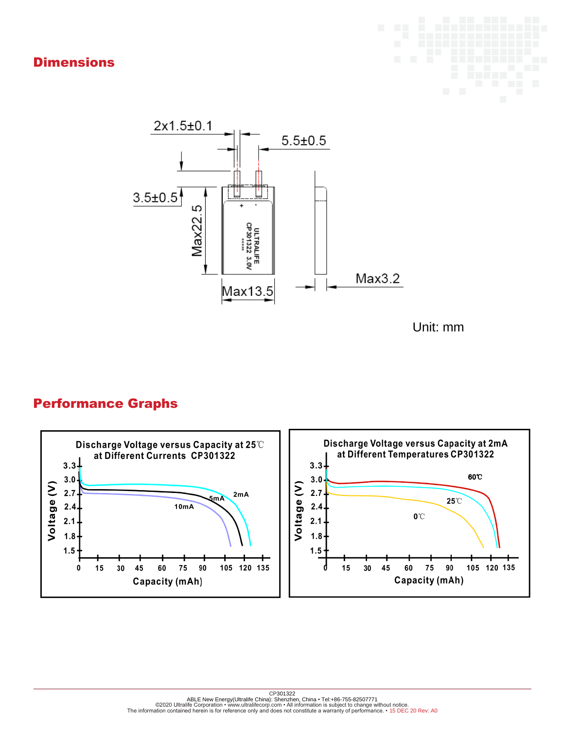## Dimensions

2x1.5±0.1

5.5±0.5

3.5±0.5

Max22.5

Max13.5

Max3.2

ULTRALIFE
CP301322 3.0V
\*\*\*\*\*

+ -

Unit: mm

## Performance Graphs

Discharge Voltage versus Capacity at 25℃
at Different Currents CP301322

Voltage (V)

3.3
3.0
2.7
2.4
2.1
1.8
1.5

2mA
5mA
10mA

0 15 30 45 60 75 90 105 120 135

Capacity (mAh)

Discharge Voltage versus Capacity at 2mA
at Different Temperatures CP301322

Voltage (V)

3.3
3.0
2.7
2.4
2.1
1.8
1.5

60℃
25℃
0℃

0 15 30 45 60 75 90 105 120 135

Capacity (mAh)

CP301322
ABLE New Energy(Ultralife China): Shenzhen, China • Tel:+86-755-82507771
©2020 Ultralife Corporation • www.ultralifecorp.com • All information is subject to change without notice.
The information contained herein is for reference only and does not constitute a warranty of performance. • 15 DEC 20 Rev: A0